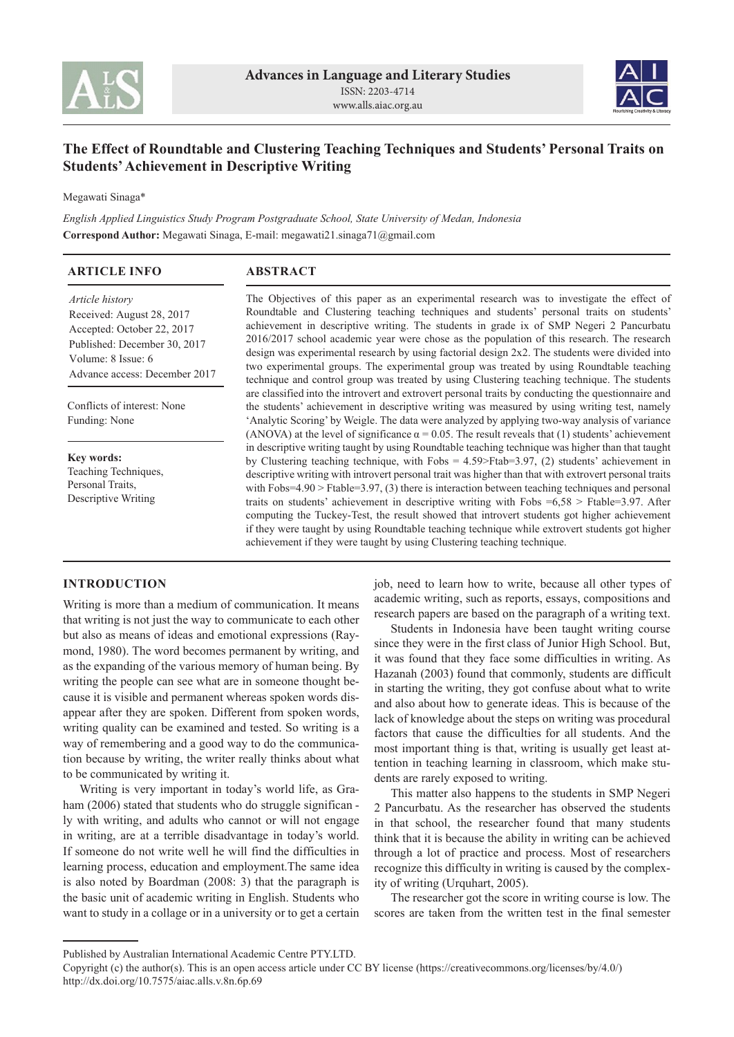# The Effect of Roundtable and Clustering Teaching Techniques and Students' Personal Traits on Students' Achievement in Descriptive Writing

Megawati Sinaga*

*English Applied Linguistics Study Program Postgraduate School, State University of Medan, Indonesia*

**Correspond Author:** Megawati Sinaga, E-mail: megawati21.sinaga71@gmail.com

## ARTICLE INFO

*Article history*
Received: August 28, 2017
Accepted: October 22, 2017
Published: December 30, 2017
Volume: 8 Issue: 6
Advance access: December 2017

Conflicts of interest: None
Funding: None

**Key words:**
Teaching Techniques,
Personal Traits,
Descriptive Writing

## ABSTRACT

The Objectives of this paper as an experimental research was to investigate the effect of Roundtable and Clustering teaching techniques and students' personal traits on students' achievement in descriptive writing. The students in grade ix of SMP Negeri 2 Pancurbatu 2016/2017 school academic year were chose as the population of this research. The research design was experimental research by using factorial design 2x2. The students were divided into two experimental groups. The experimental group was treated by using Roundtable teaching technique and control group was treated by using Clustering teaching technique. The students are classified into the introvert and extrovert personal traits by conducting the questionnaire and the students' achievement in descriptive writing was measured by using writing test, namely 'Analytic Scoring' by Weigle. The data were analyzed by applying two-way analysis of variance (ANOVA) at the level of significance $\alpha = 0.05$. The result reveals that (1) students' achievement in descriptive writing taught by using Roundtable teaching technique was higher than that taught by Clustering teaching technique, with Fobs = 4.59>Ftab=3.97, (2) students' achievement in descriptive writing with introvert personal trait was higher than that with extrovert personal traits with Fobs=4.90 > Ftable=3.97, (3) there is interaction between teaching techniques and personal traits on students' achievement in descriptive writing with Fobs =6,58 > Ftable=3.97. After computing the Tuckey-Test, the result showed that introvert students got higher achievement if they were taught by using Roundtable teaching technique while extrovert students got higher achievement if they were taught by using Clustering teaching technique.

## INTRODUCTION

Writing is more than a medium of communication. It means that writing is not just the way to communicate to each other but also as means of ideas and emotional expressions (Raymond, 1980). The word becomes permanent by writing, and as the expanding of the various memory of human being. By writing the people can see what are in someone thought because it is visible and permanent whereas spoken words disappear after they are spoken. Different from spoken words, writing quality can be examined and tested. So writing is a way of remembering and a good way to do the communication because by writing, the writer really thinks about what to be communicated by writing it.

Writing is very important in today's world life, as Graham (2006) stated that students who do struggle significan - ly with writing, and adults who cannot or will not engage in writing, are at a terrible disadvantage in today's world. If someone do not write well he will find the difficulties in learning process, education and employment.The same idea is also noted by Boardman (2008: 3) that the paragraph is the basic unit of academic writing in English. Students who want to study in a collage or in a university or to get a certain job, need to learn how to write, because all other types of academic writing, such as reports, essays, compositions and research papers are based on the paragraph of a writing text.

Students in Indonesia have been taught writing course since they were in the first class of Junior High School. But, it was found that they face some difficulties in writing. As Hazanah (2003) found that commonly, students are difficult in starting the writing, they got confuse about what to write and also about how to generate ideas. This is because of the lack of knowledge about the steps on writing was procedural factors that cause the difficulties for all students. And the most important thing is that, writing is usually get least attention in teaching learning in classroom, which make students are rarely exposed to writing.

This matter also happens to the students in SMP Negeri 2 Pancurbatu. As the researcher has observed the students in that school, the researcher found that many students think that it is because the ability in writing can be achieved through a lot of practice and process. Most of researchers recognize this difficulty in writing is caused by the complexity of writing (Urquhart, 2005).

The researcher got the score in writing course is low. The scores are taken from the written test in the final semester

Published by Australian International Academic Centre PTY.LTD.
Copyright (c) the author(s). This is an open access article under CC BY license (https://creativecommons.org/licenses/by/4.0/)
http://dx.doi.org/10.7575/aiac.alls.v.8n.6p.69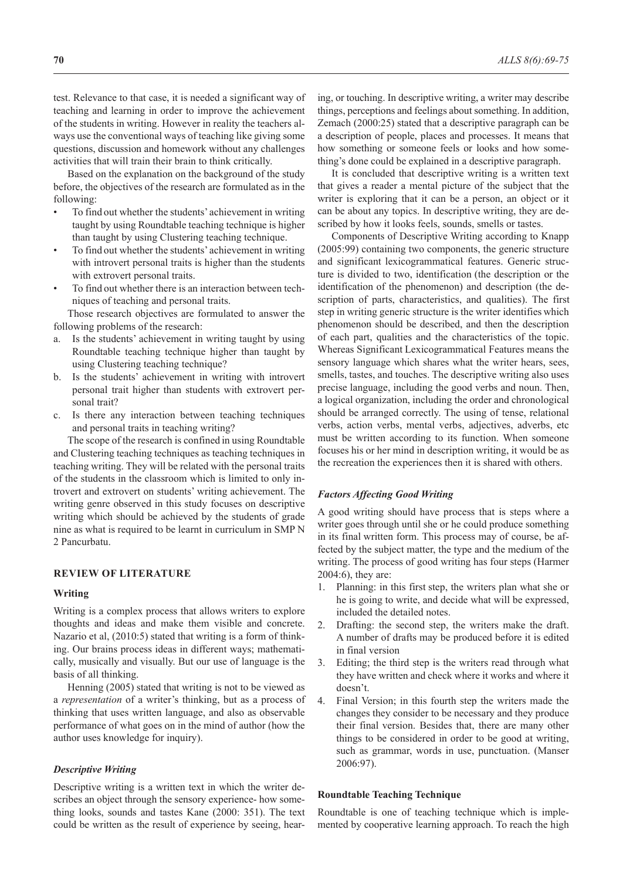test. Relevance to that case, it is needed a significant way of teaching and learning in order to improve the achievement of the students in writing. However in reality the teachers always use the conventional ways of teaching like giving some questions, discussion and homework without any challenges activities that will train their brain to think critically.

Based on the explanation on the background of the study before, the objectives of the research are formulated as in the following:

- To find out whether the students' achievement in writing taught by using Roundtable teaching technique is higher than taught by using Clustering teaching technique.
- To find out whether the students' achievement in writing with introvert personal traits is higher than the students with extrovert personal traits.
- To find out whether there is an interaction between techniques of teaching and personal traits.

Those research objectives are formulated to answer the following problems of the research:

a. Is the students' achievement in writing taught by using Roundtable teaching technique higher than taught by using Clustering teaching technique?
b. Is the students' achievement in writing with introvert personal trait higher than students with extrovert personal trait?
c. Is there any interaction between teaching techniques and personal traits in teaching writing?

The scope of the research is confined in using Roundtable and Clustering teaching techniques as teaching techniques in teaching writing. They will be related with the personal traits of the students in the classroom which is limited to only introvert and extrovert on students' writing achievement. The writing genre observed in this study focuses on descriptive writing which should be achieved by the students of grade nine as what is required to be learnt in curriculum in SMP N 2 Pancurbatu.

## REVIEW OF LITERATURE

### Writing

Writing is a complex process that allows writers to explore thoughts and ideas and make them visible and concrete. Nazario et al, (2010:5) stated that writing is a form of thinking. Our brains process ideas in different ways; mathematically, musically and visually. But our use of language is the basis of all thinking.

Henning (2005) stated that writing is not to be viewed as a *representation* of a writer's thinking, but as a process of thinking that uses written language, and also as observable performance of what goes on in the mind of author (how the author uses knowledge for inquiry).

#### *Descriptive Writing*

Descriptive writing is a written text in which the writer describes an object through the sensory experience- how something looks, sounds and tastes Kane (2000: 351). The text could be written as the result of experience by seeing, hearing, or touching. In descriptive writing, a writer may describe things, perceptions and feelings about something. In addition, Zemach (2000:25) stated that a descriptive paragraph can be a description of people, places and processes. It means that how something or someone feels or looks and how something's done could be explained in a descriptive paragraph.

It is concluded that descriptive writing is a written text that gives a reader a mental picture of the subject that the writer is exploring that it can be a person, an object or it can be about any topics. In descriptive writing, they are described by how it looks feels, sounds, smells or tastes.

Components of Descriptive Writing according to Knapp (2005:99) containing two components, the generic structure and significant lexicogrammatical features. Generic structure is divided to two, identification (the description or the identification of the phenomenon) and description (the description of parts, characteristics, and qualities). The first step in writing generic structure is the writer identifies which phenomenon should be described, and then the description of each part, qualities and the characteristics of the topic. Whereas Significant Lexicogrammatical Features means the sensory language which shares what the writer hears, sees, smells, tastes, and touches. The descriptive writing also uses precise language, including the good verbs and noun. Then, a logical organization, including the order and chronological should be arranged correctly. The using of tense, relational verbs, action verbs, mental verbs, adjectives, adverbs, etc must be written according to its function. When someone focuses his or her mind in description writing, it would be as the recreation the experiences then it is shared with others.

#### *Factors Affecting Good Writing*

A good writing should have process that is steps where a writer goes through until she or he could produce something in its final written form. This process may of course, be affected by the subject matter, the type and the medium of the writing. The process of good writing has four steps (Harmer 2004:6), they are:

1. Planning: in this first step, the writers plan what she or he is going to write, and decide what will be expressed, included the detailed notes.
2. Drafting: the second step, the writers make the draft. A number of drafts may be produced before it is edited in final version
3. Editing; the third step is the writers read through what they have written and check where it works and where it doesn't.
4. Final Version; in this fourth step the writers made the changes they consider to be necessary and they produce their final version. Besides that, there are many other things to be considered in order to be good at writing, such as grammar, words in use, punctuation. (Manser 2006:97).

### Roundtable Teaching Technique

Roundtable is one of teaching technique which is implemented by cooperative learning approach. To reach the high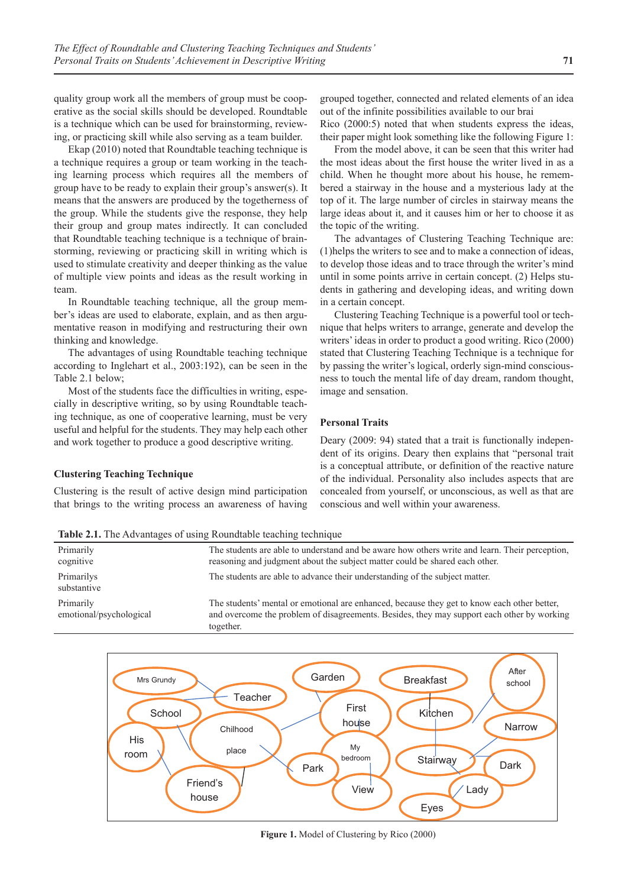quality group work all the members of group must be cooperative as the social skills should be developed. Roundtable is a technique which can be used for brainstorming, reviewing, or practicing skill while also serving as a team builder.

Ekap (2010) noted that Roundtable teaching technique is a technique requires a group or team working in the teaching learning process which requires all the members of group have to be ready to explain their group's answer(s). It means that the answers are produced by the togetherness of the group. While the students give the response, they help their group and group mates indirectly. It can concluded that Roundtable teaching technique is a technique of brainstorming, reviewing or practicing skill in writing which is used to stimulate creativity and deeper thinking as the value of multiple view points and ideas as the result working in team.

In Roundtable teaching technique, all the group member's ideas are used to elaborate, explain, and as then argumentative reason in modifying and restructuring their own thinking and knowledge.

The advantages of using Roundtable teaching technique according to Inglehart et al., 2003:192), can be seen in the Table 2.1 below;

Most of the students face the difficulties in writing, especially in descriptive writing, so by using Roundtable teaching technique, as one of cooperative learning, must be very useful and helpful for the students. They may help each other and work together to produce a good descriptive writing.

### Clustering Teaching Technique

Clustering is the result of active design mind participation that brings to the writing process an awareness of having grouped together, connected and related elements of an idea out of the infinite possibilities available to our brai

Rico (2000:5) noted that when students express the ideas, their paper might look something like the following Figure 1:

From the model above, it can be seen that this writer had the most ideas about the first house the writer lived in as a child. When he thought more about his house, he remembered a stairway in the house and a mysterious lady at the top of it. The large number of circles in stairway means the large ideas about it, and it causes him or her to choose it as the topic of the writing.

The advantages of Clustering Teaching Technique are: (1)helps the writers to see and to make a connection of ideas, to develop those ideas and to trace through the writer's mind until in some points arrive in certain concept. (2) Helps students in gathering and developing ideas, and writing down in a certain concept.

Clustering Teaching Technique is a powerful tool or technique that helps writers to arrange, generate and develop the writers' ideas in order to product a good writing. Rico (2000) stated that Clustering Teaching Technique is a technique for by passing the writer's logical, orderly sign-mind consciousness to touch the mental life of day dream, random thought, image and sensation.

### Personal Traits

Deary (2009: 94) stated that a trait is functionally independent of its origins. Deary then explains that "personal trait is a conceptual attribute, or definition of the reactive nature of the individual. Personality also includes aspects that are concealed from yourself, or unconscious, as well as that are conscious and well within your awareness.

**Table 2.1.** The Advantages of using Roundtable teaching technique

| | |
|---|---|
| Primarily cognitive | The students are able to understand and be aware how others write and learn. Their perception, reasoning and judgment about the subject matter could be shared each other. |
| Primarilys substantive | The students are able to advance their understanding of the subject matter. |
| Primarily emotional/psychological | The students' mental or emotional are enhanced, because they get to know each other better, and overcome the problem of disagreements. Besides, they may support each other by working together. |

Mrs Grundy
Teacher
Garden
Breakfast
After school
School
First house
Kitchen
Chilhood place
Narrow
His room
My bedroom
Stairway
Park
Dark
Friend's house
View
Lady
Eyes

**Figure 1.** Model of Clustering by Rico (2000)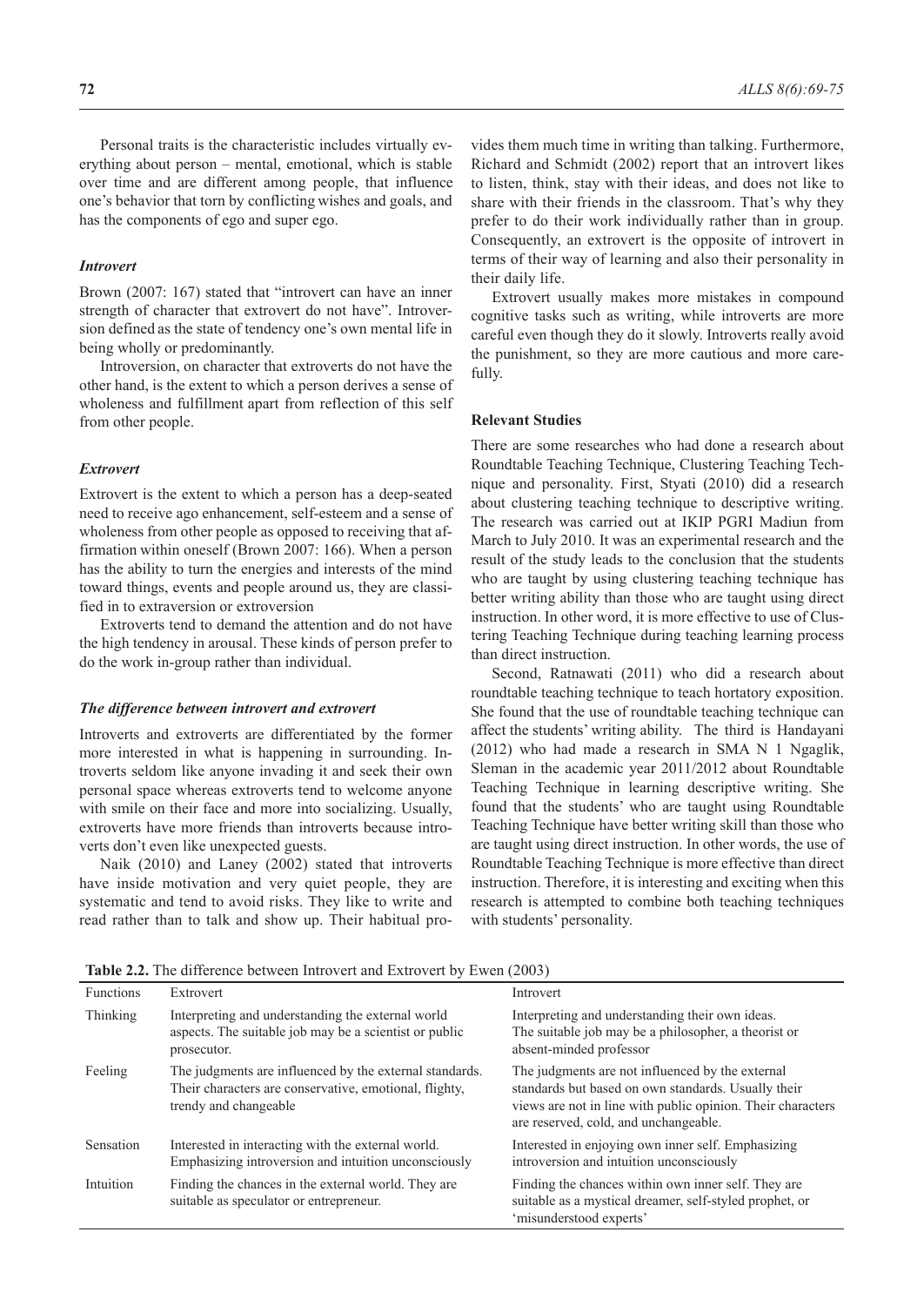Personal traits is the characteristic includes virtually everything about person – mental, emotional, which is stable over time and are different among people, that influence one's behavior that torn by conflicting wishes and goals, and has the components of ego and super ego.

### *Introvert*

Brown (2007: 167) stated that "introvert can have an inner strength of character that extrovert do not have". Introversion defined as the state of tendency one's own mental life in being wholly or predominantly.

Introversion, on character that extroverts do not have the other hand, is the extent to which a person derives a sense of wholeness and fulfillment apart from reflection of this self from other people.

### *Extrovert*

Extrovert is the extent to which a person has a deep-seated need to receive ago enhancement, self-esteem and a sense of wholeness from other people as opposed to receiving that affirmation within oneself (Brown 2007: 166). When a person has the ability to turn the energies and interests of the mind toward things, events and people around us, they are classified in to extraversion or extroversion

Extroverts tend to demand the attention and do not have the high tendency in arousal. These kinds of person prefer to do the work in-group rather than individual.

### *The difference between introvert and extrovert*

Introverts and extroverts are differentiated by the former more interested in what is happening in surrounding. Introverts seldom like anyone invading it and seek their own personal space whereas extroverts tend to welcome anyone with smile on their face and more into socializing. Usually, extroverts have more friends than introverts because introverts don't even like unexpected guests.

Naik (2010) and Laney (2002) stated that introverts have inside motivation and very quiet people, they are systematic and tend to avoid risks. They like to write and read rather than to talk and show up. Their habitual provides them much time in writing than talking. Furthermore, Richard and Schmidt (2002) report that an introvert likes to listen, think, stay with their ideas, and does not like to share with their friends in the classroom. That's why they prefer to do their work individually rather than in group. Consequently, an extrovert is the opposite of introvert in terms of their way of learning and also their personality in their daily life.

Extrovert usually makes more mistakes in compound cognitive tasks such as writing, while introverts are more careful even though they do it slowly. Introverts really avoid the punishment, so they are more cautious and more carefully.

### Relevant Studies

There are some researches who had done a research about Roundtable Teaching Technique, Clustering Teaching Technique and personality. First, Styati (2010) did a research about clustering teaching technique to descriptive writing. The research was carried out at IKIP PGRI Madiun from March to July 2010. It was an experimental research and the result of the study leads to the conclusion that the students who are taught by using clustering teaching technique has better writing ability than those who are taught using direct instruction. In other word, it is more effective to use of Clustering Teaching Technique during teaching learning process than direct instruction.

Second, Ratnawati (2011) who did a research about roundtable teaching technique to teach hortatory exposition. She found that the use of roundtable teaching technique can affect the students' writing ability. The third is Handayani (2012) who had made a research in SMA N 1 Ngaglik, Sleman in the academic year 2011/2012 about Roundtable Teaching Technique in learning descriptive writing. She found that the students' who are taught using Roundtable Teaching Technique have better writing skill than those who are taught using direct instruction. In other words, the use of Roundtable Teaching Technique is more effective than direct instruction. Therefore, it is interesting and exciting when this research is attempted to combine both teaching techniques with students' personality.

**Table 2.2.** The difference between Introvert and Extrovert by Ewen (2003)

| Functions | Extrovert | Introvert |
|---|---|---|
| Thinking | Interpreting and understanding the external world aspects. The suitable job may be a scientist or public prosecutor. | Interpreting and understanding their own ideas. The suitable job may be a philosopher, a theorist or absent-minded professor |
| Feeling | The judgments are influenced by the external standards. Their characters are conservative, emotional, flighty, trendy and changeable | The judgments are not influenced by the external standards but based on own standards. Usually their views are not in line with public opinion. Their characters are reserved, cold, and unchangeable. |
| Sensation | Interested in interacting with the external world. Emphasizing introversion and intuition unconsciously | Interested in enjoying own inner self. Emphasizing introversion and intuition unconsciously |
| Intuition | Finding the chances in the external world. They are suitable as speculator or entrepreneur. | Finding the chances within own inner self. They are suitable as a mystical dreamer, self-styled prophet, or 'misunderstood experts' |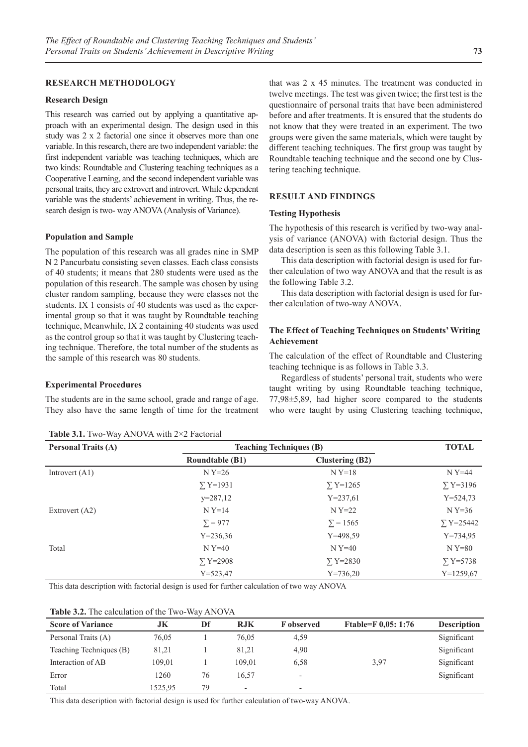## RESEARCH METHODOLOGY

### Research Design

This research was carried out by applying a quantitative approach with an experimental design. The design used in this study was 2 x 2 factorial one since it observes more than one variable. In this research, there are two independent variable: the first independent variable was teaching techniques, which are two kinds: Roundtable and Clustering teaching techniques as a Cooperative Learning, and the second independent variable was personal traits, they are extrovert and introvert. While dependent variable was the students' achievement in writing. Thus, the research design is two- way ANOVA (Analysis of Variance).

### Population and Sample

The population of this research was all grades nine in SMP N 2 Pancurbatu consisting seven classes. Each class consists of 40 students; it means that 280 students were used as the population of this research. The sample was chosen by using cluster random sampling, because they were classes not the students. IX 1 consists of 40 students was used as the experimental group so that it was taught by Roundtable teaching technique, Meanwhile, IX 2 containing 40 students was used as the control group so that it was taught by Clustering teaching technique. Therefore, the total number of the students as the sample of this research was 80 students.

### Experimental Procedures

The students are in the same school, grade and range of age. They also have the same length of time for the treatment that was 2 x 45 minutes. The treatment was conducted in twelve meetings. The test was given twice; the first test is the questionnaire of personal traits that have been administered before and after treatments. It is ensured that the students do not know that they were treated in an experiment. The two groups were given the same materials, which were taught by different teaching techniques. The first group was taught by Roundtable teaching technique and the second one by Clustering teaching technique.

## RESULT AND FINDINGS

### Testing Hypothesis

The hypothesis of this research is verified by two-way analysis of variance (ANOVA) with factorial design. Thus the data description is seen as this following Table 3.1.

This data description with factorial design is used for further calculation of two way ANOVA and that the result is as the following Table 3.2.

This data description with factorial design is used for further calculation of two-way ANOVA.

### The Effect of Teaching Techniques on Students' Writing Achievement

The calculation of the effect of Roundtable and Clustering teaching technique is as follows in Table 3.3.

Regardless of students' personal trait, students who were taught writing by using Roundtable teaching technique, 77,98±5,89, had higher score compared to the students who were taught by using Clustering teaching technique,

**Table 3.1.** Two-Way ANOVA with 2×2 Factorial

| Personal Traits (A) | Teaching Techniques (B) | | TOTAL |
|---|---|---|---|
| | Roundtable (B1) | Clustering (B2) | |
| Introvert (A1) | N Y=26 | N Y=18 | N Y=44 |
| | ∑ Y=1931 | ∑ Y=1265 | ∑ Y=3196 |
| | y=287,12 | Y=237,61 | Y=524,73 |
| Extrovert (A2) | N Y=14 | N Y=22 | N Y=36 |
| | ∑ = 977 | ∑ = 1565 | ∑ Y=25442 |
| | Y=236,36 | Y=498,59 | Y=734,95 |
| Total | N Y=40 | N Y=40 | N Y=80 |
| | ∑ Y=2908 | ∑ Y=2830 | ∑ Y=5738 |
| | Y=523,47 | Y=736,20 | Y=1259,67 |

This data description with factorial design is used for further calculation of two way ANOVA

**Table 3.2.** The calculation of the Two-Way ANOVA

| Score of Variance | JK | Df | RJK | F observed | Ftable=F 0,05: 1:76 | Description |
|---|---|---|---|---|---|---|
| Personal Traits (A) | 76,05 | 1 | 76,05 | 4,59 | | Significant |
| Teaching Techniques (B) | 81,21 | 1 | 81,21 | 4,90 | | Significant |
| Interaction of AB | 109,01 | 1 | 109,01 | 6,58 | 3,97 | Significant |
| Error | 1260 | 76 | 16,57 | - | | Significant |
| Total | 1525,95 | 79 | - | - | | |

This data description with factorial design is used for further calculation of two-way ANOVA.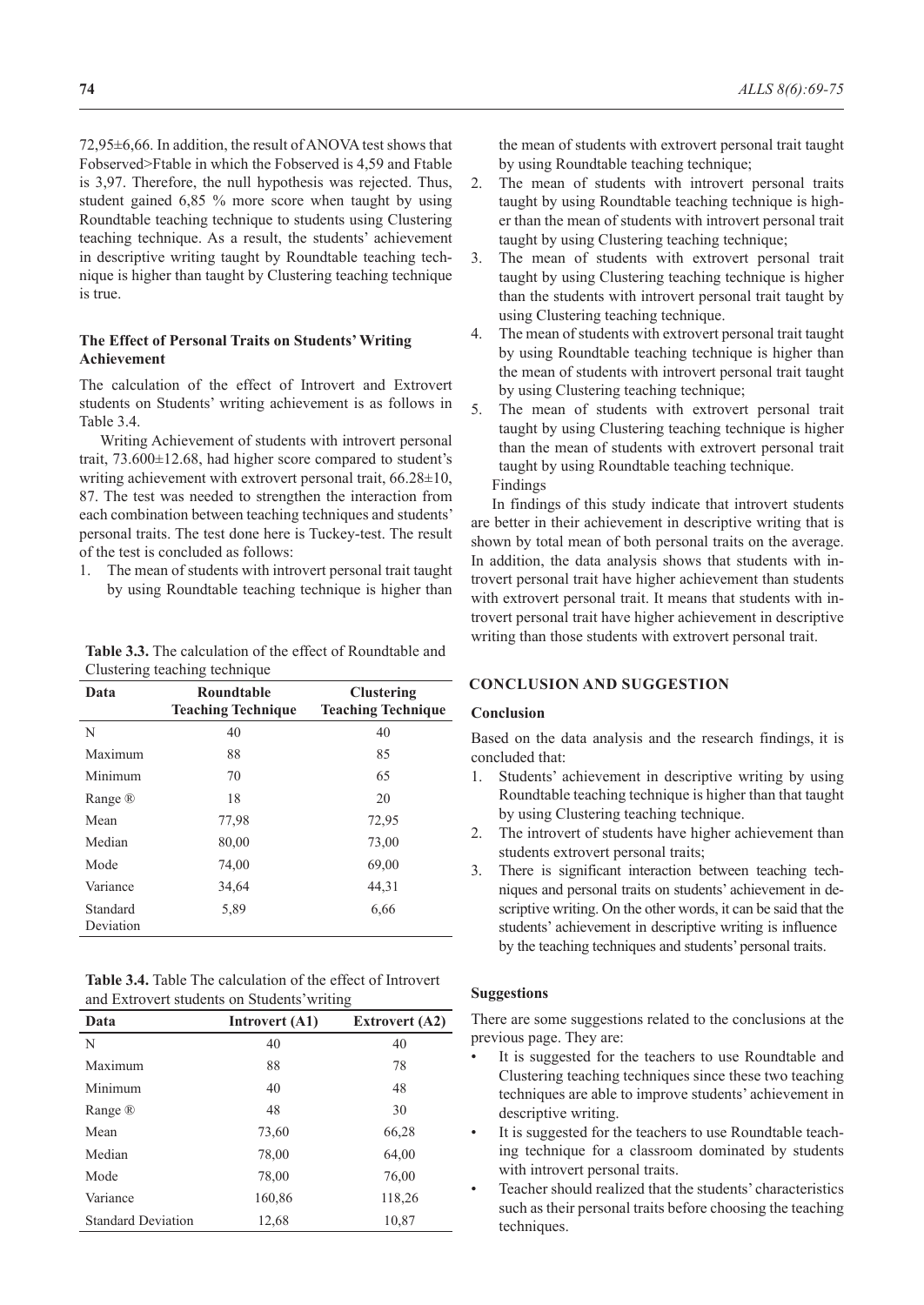72,95±6,66. In addition, the result of ANOVA test shows that Fobserved>Ftable in which the Fobserved is 4,59 and Ftable is 3,97. Therefore, the null hypothesis was rejected. Thus, student gained 6,85 % more score when taught by using Roundtable teaching technique to students using Clustering teaching technique. As a result, the students' achievement in descriptive writing taught by Roundtable teaching technique is higher than taught by Clustering teaching technique is true.

### The Effect of Personal Traits on Students' Writing Achievement

The calculation of the effect of Introvert and Extrovert students on Students' writing achievement is as follows in Table 3.4.

Writing Achievement of students with introvert personal trait, 73.600±12.68, had higher score compared to student's writing achievement with extrovert personal trait, 66.28±10, 87. The test was needed to strengthen the interaction from each combination between teaching techniques and students' personal traits. The test done here is Tuckey-test. The result of the test is concluded as follows:

1. The mean of students with introvert personal trait taught by using Roundtable teaching technique is higher than the mean of students with extrovert personal trait taught by using Roundtable teaching technique;
2. The mean of students with introvert personal traits taught by using Roundtable teaching technique is higher than the mean of students with introvert personal trait taught by using Clustering teaching technique;
3. The mean of students with extrovert personal trait taught by using Clustering teaching technique is higher than the students with introvert personal trait taught by using Clustering teaching technique.
4. The mean of students with extrovert personal trait taught by using Roundtable teaching technique is higher than the mean of students with introvert personal trait taught by using Clustering teaching technique;
5. The mean of students with extrovert personal trait taught by using Clustering teaching technique is higher than the mean of students with extrovert personal trait taught by using Roundtable teaching technique.

Findings

In findings of this study indicate that introvert students are better in their achievement in descriptive writing that is shown by total mean of both personal traits on the average. In addition, the data analysis shows that students with introvert personal trait have higher achievement than students with extrovert personal trait. It means that students with introvert personal trait have higher achievement in descriptive writing than those students with extrovert personal trait.

**Table 3.3.** The calculation of the effect of Roundtable and Clustering teaching technique

| Data | Roundtable Teaching Technique | Clustering Teaching Technique |
|---|---|---|
| N | 40 | 40 |
| Maximum | 88 | 85 |
| Minimum | 70 | 65 |
| Range ® | 18 | 20 |
| Mean | 77,98 | 72,95 |
| Median | 80,00 | 73,00 |
| Mode | 74,00 | 69,00 |
| Variance | 34,64 | 44,31 |
| Standard Deviation | 5,89 | 6,66 |

**Table 3.4.** Table The calculation of the effect of Introvert and Extrovert students on Students' writing

| Data | Introvert (A1) | Extrovert (A2) |
|---|---|---|
| N | 40 | 40 |
| Maximum | 88 | 78 |
| Minimum | 40 | 48 |
| Range ® | 48 | 30 |
| Mean | 73,60 | 66,28 |
| Median | 78,00 | 64,00 |
| Mode | 78,00 | 76,00 |
| Variance | 160,86 | 118,26 |
| Standard Deviation | 12,68 | 10,87 |

## CONCLUSION AND SUGGESTION

### Conclusion

Based on the data analysis and the research findings, it is concluded that:

1. Students' achievement in descriptive writing by using Roundtable teaching technique is higher than that taught by using Clustering teaching technique.
2. The introvert of students have higher achievement than students extrovert personal traits;
3. There is significant interaction between teaching techniques and personal traits on students' achievement in descriptive writing. On the other words, it can be said that the students' achievement in descriptive writing is influence by the teaching techniques and students' personal traits.

### Suggestions

There are some suggestions related to the conclusions at the previous page. They are:

- It is suggested for the teachers to use Roundtable and Clustering teaching techniques since these two teaching techniques are able to improve students' achievement in descriptive writing.
- It is suggested for the teachers to use Roundtable teaching technique for a classroom dominated by students with introvert personal traits.
- Teacher should realized that the students' characteristics such as their personal traits before choosing the teaching techniques.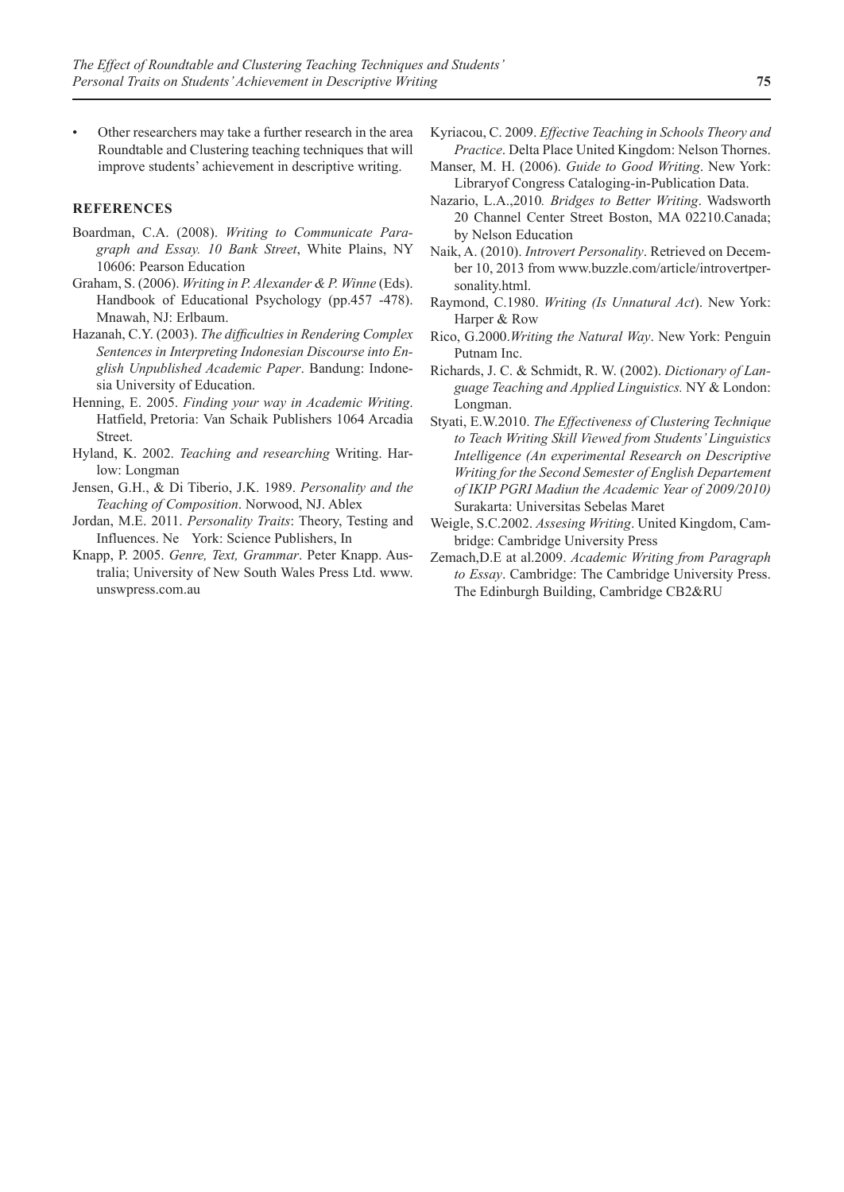- Other researchers may take a further research in the area Roundtable and Clustering teaching techniques that will improve students' achievement in descriptive writing.

## REFERENCES

Boardman, C.A. (2008). *Writing to Communicate Paragraph and Essay. 10 Bank Street*, White Plains, NY 10606: Pearson Education

Graham, S. (2006). *Writing in P. Alexander & P. Winne* (Eds). Handbook of Educational Psychology (pp.457 -478). Mnawah, NJ: Erlbaum.

Hazanah, C.Y. (2003). *The difficulties in Rendering Complex Sentences in Interpreting Indonesian Discourse into English Unpublished Academic Paper*. Bandung: Indonesia University of Education.

Henning, E. 2005. *Finding your way in Academic Writing*. Hatfield, Pretoria: Van Schaik Publishers 1064 Arcadia Street.

Hyland, K. 2002. *Teaching and researching* Writing. Harlow: Longman

Jensen, G.H., & Di Tiberio, J.K. 1989. *Personality and the Teaching of Composition*. Norwood, NJ. Ablex

Jordan, M.E. 2011. *Personality Traits*: Theory, Testing and Influences. Ne York: Science Publishers, In

Knapp, P. 2005. *Genre, Text, Grammar*. Peter Knapp. Australia; University of New South Wales Press Ltd. www.unswpress.com.au

Kyriacou, C. 2009. *Effective Teaching in Schools Theory and Practice*. Delta Place United Kingdom: Nelson Thornes.

Manser, M. H. (2006). *Guide to Good Writing*. New York: Libraryof Congress Cataloging-in-Publication Data.

Nazario, L.A.,2010*. Bridges to Better Writing*. Wadsworth 20 Channel Center Street Boston, MA 02210.Canada; by Nelson Education

Naik, A. (2010). *Introvert Personality*. Retrieved on December 10, 2013 from www.buzzle.com/article/introvertpersonality.html.

Raymond, C.1980. *Writing (Is Unnatural Act*). New York: Harper & Row

Rico, G.2000.*Writing the Natural Way*. New York: Penguin Putnam Inc.

Richards, J. C. & Schmidt, R. W. (2002). *Dictionary of Language Teaching and Applied Linguistics.* NY & London: Longman.

Styati, E.W.2010. *The Effectiveness of Clustering Technique to Teach Writing Skill Viewed from Students' Linguistics Intelligence (An experimental Research on Descriptive Writing for the Second Semester of English Departement of IKIP PGRI Madiun the Academic Year of 2009/2010)* Surakarta: Universitas Sebelas Maret

Weigle, S.C.2002. *Assesing Writing*. United Kingdom, Cambridge: Cambridge University Press

Zemach,D.E at al.2009. *Academic Writing from Paragraph to Essay*. Cambridge: The Cambridge University Press. The Edinburgh Building, Cambridge CB2&RU